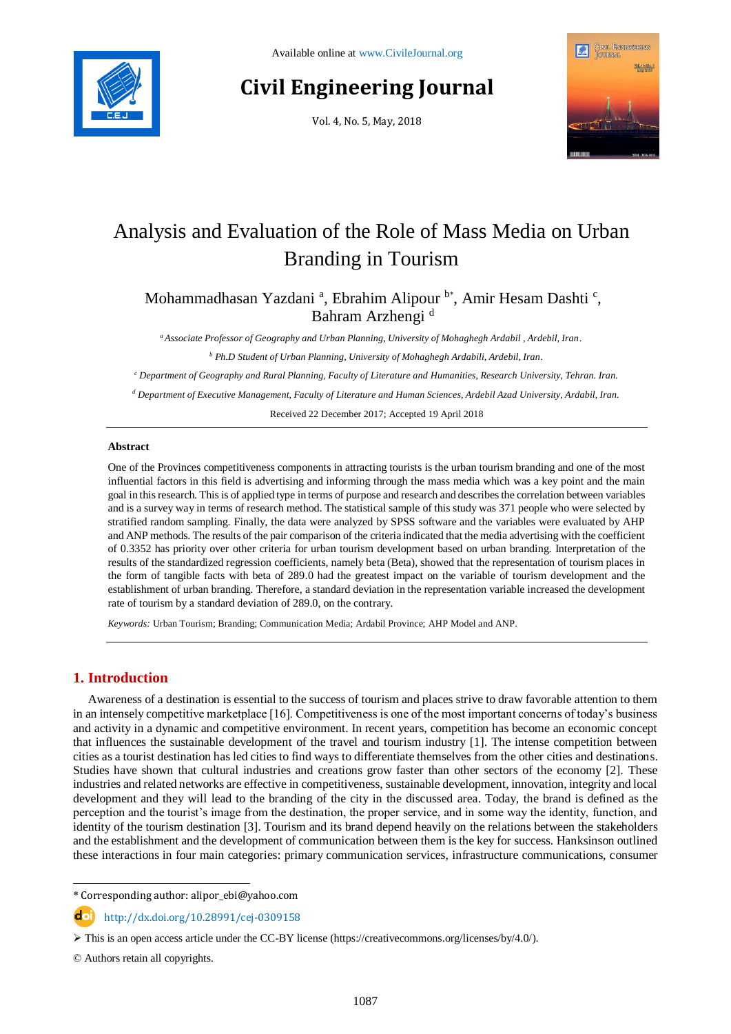Available online at www.CivileJournal.org

# Civil Engineering Journal

Vol. 4, No. 5, May, 2018

# Analysis and Evaluation of the Role of Mass Media on Urban Branding in Tourism

Mohammadhasan Yazdani [a], Ebrahim Alipour [b*], Amir Hesam Dashti [c], Bahram Arzhengi [d]

[a] *Associate Professor of Geography and Urban Planning, University of Mohaghegh Ardabil , Ardebil, Iran.*

[b] *Ph.D Student of Urban Planning, University of Mohaghegh Ardabili, Ardebil, Iran.*

[c] *Department of Geography and Rural Planning, Faculty of Literature and Humanities, Research University, Tehran. Iran.*

[d] *Department of Executive Management, Faculty of Literature and Human Sciences, Ardebil Azad University, Ardabil, Iran.*

Received 22 December 2017; Accepted 19 April 2018

## Abstract

One of the Provinces competitiveness components in attracting tourists is the urban tourism branding and one of the most influential factors in this field is advertising and informing through the mass media which was a key point and the main goal in this research. This is of applied type in terms of purpose and research and describes the correlation between variables and is a survey way in terms of research method. The statistical sample of this study was 371 people who were selected by stratified random sampling. Finally, the data were analyzed by SPSS software and the variables were evaluated by AHP and ANP methods. The results of the pair comparison of the criteria indicated that the media advertising with the coefficient of 0.3352 has priority over other criteria for urban tourism development based on urban branding. Interpretation of the results of the standardized regression coefficients, namely beta (Beta), showed that the representation of tourism places in the form of tangible facts with beta of 289.0 had the greatest impact on the variable of tourism development and the establishment of urban branding. Therefore, a standard deviation in the representation variable increased the development rate of tourism by a standard deviation of 289.0, on the contrary.

*Keywords:* Urban Tourism; Branding; Communication Media; Ardabil Province; AHP Model and ANP.

## 1. Introduction

Awareness of a destination is essential to the success of tourism and places strive to draw favorable attention to them in an intensely competitive marketplace [16]. Competitiveness is one of the most important concerns of today's business and activity in a dynamic and competitive environment. In recent years, competition has become an economic concept that influences the sustainable development of the travel and tourism industry [1]. The intense competition between cities as a tourist destination has led cities to find ways to differentiate themselves from the other cities and destinations. Studies have shown that cultural industries and creations grow faster than other sectors of the economy [2]. These industries and related networks are effective in competitiveness, sustainable development, innovation, integrity and local development and they will lead to the branding of the city in the discussed area. Today, the brand is defined as the perception and the tourist's image from the destination, the proper service, and in some way the identity, function, and identity of the tourism destination [3]. Tourism and its brand depend heavily on the relations between the stakeholders and the establishment and the development of communication between them is the key for success. Hanksinson outlined these interactions in four main categories: primary communication services, infrastructure communications, consumer

---

\* Corresponding author: alipor_ebi@yahoo.com

http://dx.doi.org/10.28991/cej-0309158

➢ This is an open access article under the CC-BY license (https://creativecommons.org/licenses/by/4.0/).

© Authors retain all copyrights.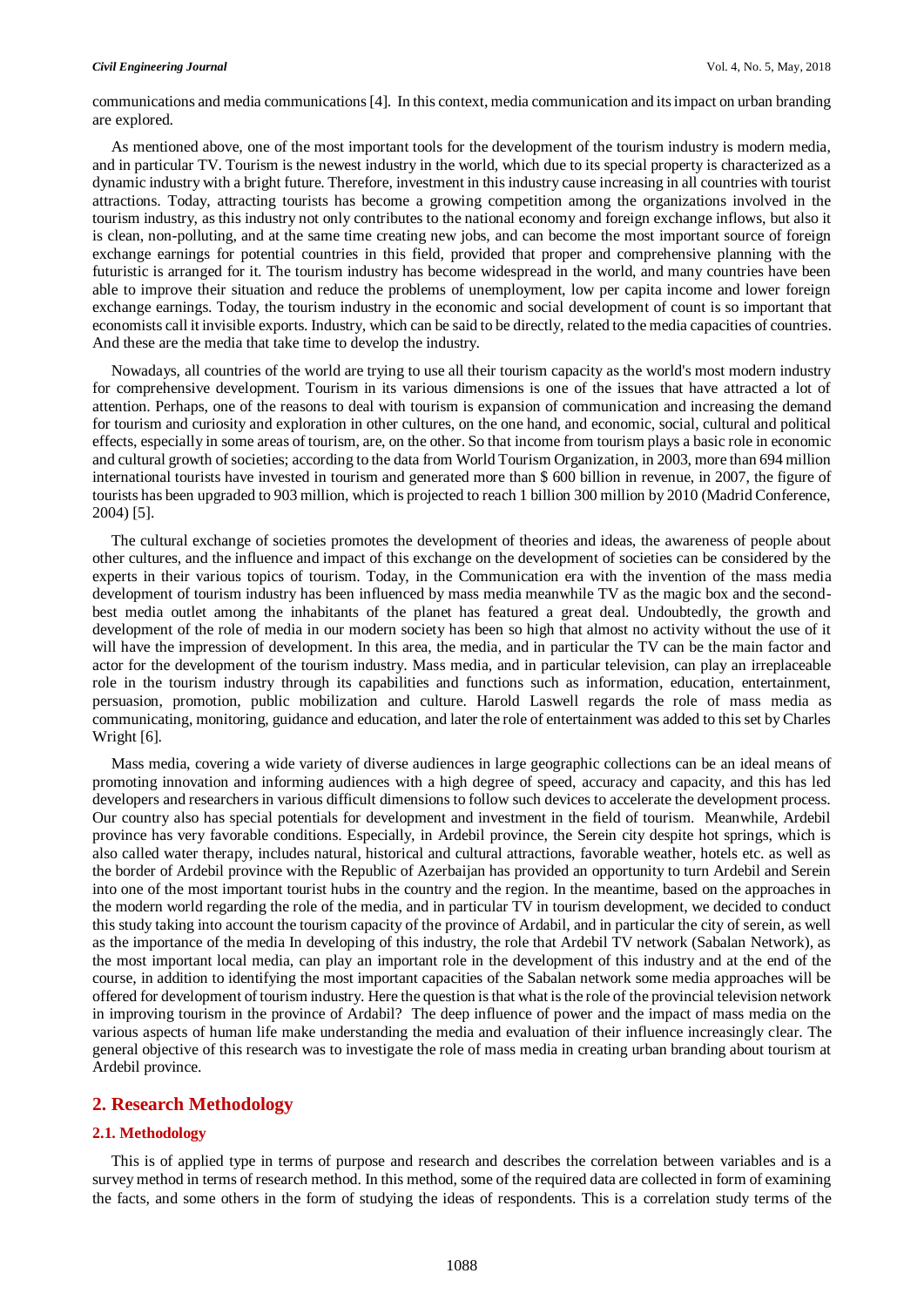communications and media communications [4]. In this context, media communication and its impact on urban branding are explored.

As mentioned above, one of the most important tools for the development of the tourism industry is modern media, and in particular TV. Tourism is the newest industry in the world, which due to its special property is characterized as a dynamic industry with a bright future. Therefore, investment in this industry cause increasing in all countries with tourist attractions. Today, attracting tourists has become a growing competition among the organizations involved in the tourism industry, as this industry not only contributes to the national economy and foreign exchange inflows, but also it is clean, non-polluting, and at the same time creating new jobs, and can become the most important source of foreign exchange earnings for potential countries in this field, provided that proper and comprehensive planning with the futuristic is arranged for it. The tourism industry has become widespread in the world, and many countries have been able to improve their situation and reduce the problems of unemployment, low per capita income and lower foreign exchange earnings. Today, the tourism industry in the economic and social development of count is so important that economists call it invisible exports. Industry, which can be said to be directly, related to the media capacities of countries. And these are the media that take time to develop the industry.

Nowadays, all countries of the world are trying to use all their tourism capacity as the world's most modern industry for comprehensive development. Tourism in its various dimensions is one of the issues that have attracted a lot of attention. Perhaps, one of the reasons to deal with tourism is expansion of communication and increasing the demand for tourism and curiosity and exploration in other cultures, on the one hand, and economic, social, cultural and political effects, especially in some areas of tourism, are, on the other. So that income from tourism plays a basic role in economic and cultural growth of societies; according to the data from World Tourism Organization, in 2003, more than 694 million international tourists have invested in tourism and generated more than $ 600 billion in revenue, in 2007, the figure of tourists has been upgraded to 903 million, which is projected to reach 1 billion 300 million by 2010 (Madrid Conference, 2004) [5].

The cultural exchange of societies promotes the development of theories and ideas, the awareness of people about other cultures, and the influence and impact of this exchange on the development of societies can be considered by the experts in their various topics of tourism. Today, in the Communication era with the invention of the mass media development of tourism industry has been influenced by mass media meanwhile TV as the magic box and the second-best media outlet among the inhabitants of the planet has featured a great deal. Undoubtedly, the growth and development of the role of media in our modern society has been so high that almost no activity without the use of it will have the impression of development. In this area, the media, and in particular the TV can be the main factor and actor for the development of the tourism industry. Mass media, and in particular television, can play an irreplaceable role in the tourism industry through its capabilities and functions such as information, education, entertainment, persuasion, promotion, public mobilization and culture. Harold Laswell regards the role of mass media as communicating, monitoring, guidance and education, and later the role of entertainment was added to this set by Charles Wright [6].

Mass media, covering a wide variety of diverse audiences in large geographic collections can be an ideal means of promoting innovation and informing audiences with a high degree of speed, accuracy and capacity, and this has led developers and researchers in various difficult dimensions to follow such devices to accelerate the development process. Our country also has special potentials for development and investment in the field of tourism. Meanwhile, Ardebil province has very favorable conditions. Especially, in Ardebil province, the Serein city despite hot springs, which is also called water therapy, includes natural, historical and cultural attractions, favorable weather, hotels etc. as well as the border of Ardebil province with the Republic of Azerbaijan has provided an opportunity to turn Ardebil and Serein into one of the most important tourist hubs in the country and the region. In the meantime, based on the approaches in the modern world regarding the role of the media, and in particular TV in tourism development, we decided to conduct this study taking into account the tourism capacity of the province of Ardabil, and in particular the city of serein, as well as the importance of the media In developing of this industry, the role that Ardebil TV network (Sabalan Network), as the most important local media, can play an important role in the development of this industry and at the end of the course, in addition to identifying the most important capacities of the Sabalan network some media approaches will be offered for development of tourism industry. Here the question is that what is the role of the provincial television network in improving tourism in the province of Ardabil? The deep influence of power and the impact of mass media on the various aspects of human life make understanding the media and evaluation of their influence increasingly clear. The general objective of this research was to investigate the role of mass media in creating urban branding about tourism at Ardebil province.

## 2. Research Methodology

### 2.1. Methodology

This is of applied type in terms of purpose and research and describes the correlation between variables and is a survey method in terms of research method. In this method, some of the required data are collected in form of examining the facts, and some others in the form of studying the ideas of respondents. This is a correlation study terms of the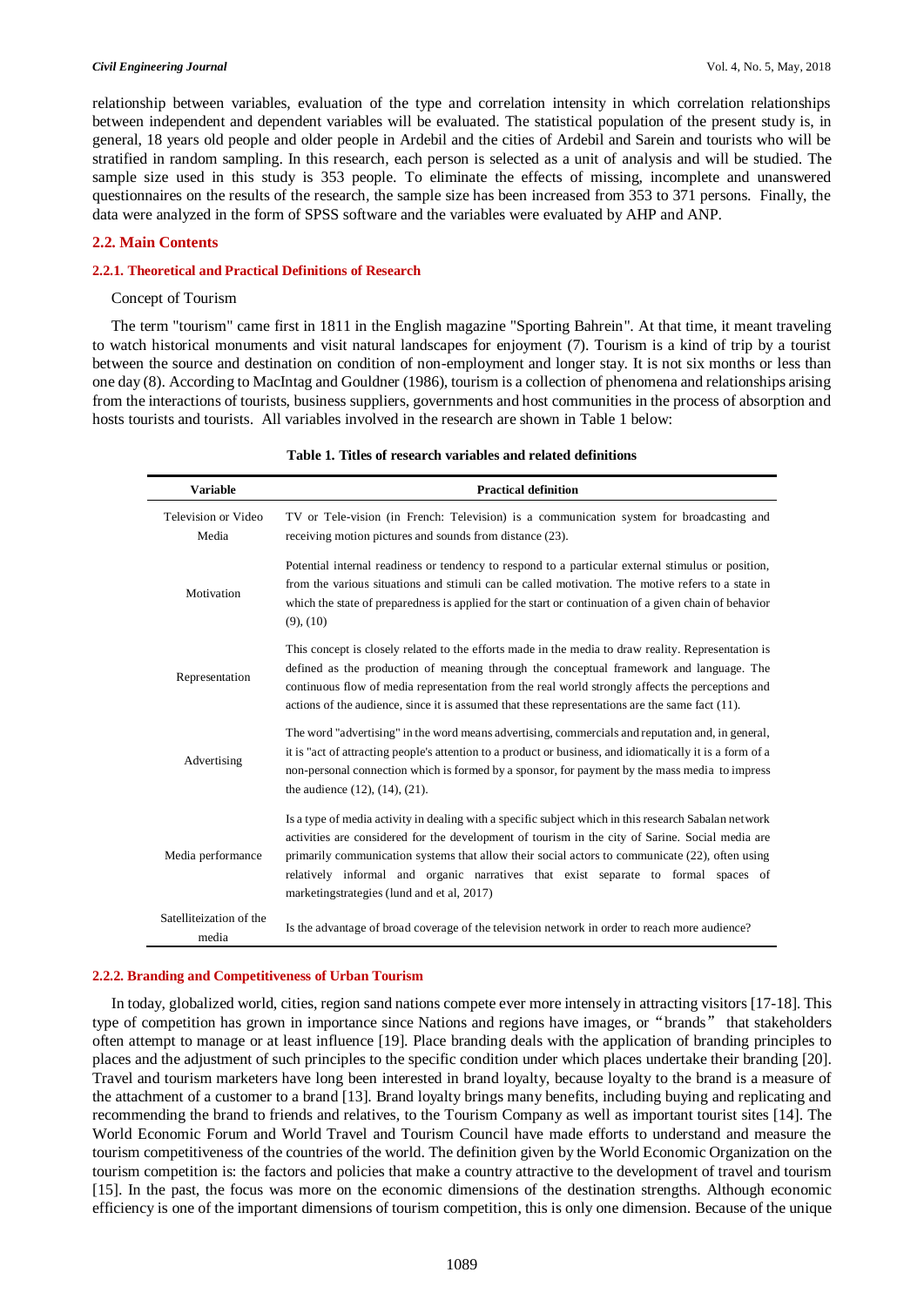relationship between variables, evaluation of the type and correlation intensity in which correlation relationships between independent and dependent variables will be evaluated. The statistical population of the present study is, in general, 18 years old people and older people in Ardebil and the cities of Ardebil and Sarein and tourists who will be stratified in random sampling. In this research, each person is selected as a unit of analysis and will be studied. The sample size used in this study is 353 people. To eliminate the effects of missing, incomplete and unanswered questionnaires on the results of the research, the sample size has been increased from 353 to 371 persons. Finally, the data were analyzed in the form of SPSS software and the variables were evaluated by AHP and ANP.

## 2.2. Main Contents

### 2.2.1. Theoretical and Practical Definitions of Research

Concept of Tourism

The term "tourism" came first in 1811 in the English magazine "Sporting Bahrein". At that time, it meant traveling to watch historical monuments and visit natural landscapes for enjoyment (7). Tourism is a kind of trip by a tourist between the source and destination on condition of non-employment and longer stay. It is not six months or less than one day (8). According to MacIntag and Gouldner (1986), tourism is a collection of phenomena and relationships arising from the interactions of tourists, business suppliers, governments and host communities in the process of absorption and hosts tourists and tourists. All variables involved in the research are shown in Table 1 below:

**Table 1. Titles of research variables and related definitions**

| Variable | Practical definition |
|---|---|
| Television or Video Media | TV or Tele-vision (in French: Television) is a communication system for broadcasting and receiving motion pictures and sounds from distance (23). |
| Motivation | Potential internal readiness or tendency to respond to a particular external stimulus or position, from the various situations and stimuli can be called motivation. The motive refers to a state in which the state of preparedness is applied for the start or continuation of a given chain of behavior (9), (10) |
| Representation | This concept is closely related to the efforts made in the media to draw reality. Representation is defined as the production of meaning through the conceptual framework and language. The continuous flow of media representation from the real world strongly affects the perceptions and actions of the audience, since it is assumed that these representations are the same fact (11). |
| Advertising | The word "advertising" in the word means advertising, commercials and reputation and, in general, it is "act of attracting people's attention to a product or business, and idiomatically it is a form of a non-personal connection which is formed by a sponsor, for payment by the mass media to impress the audience (12), (14), (21). |
| Media performance | Is a type of media activity in dealing with a specific subject which in this research Sabalan network activities are considered for the development of tourism in the city of Sarine. Social media are primarily communication systems that allow their social actors to communicate (22), often using relatively informal and organic narratives that exist separate to formal spaces of marketingstrategies (lund and et al, 2017) |
| Satelliteization of the media | Is the advantage of broad coverage of the television network in order to reach more audience? |

### 2.2.2. Branding and Competitiveness of Urban Tourism

In today, globalized world, cities, region sand nations compete ever more intensely in attracting visitors [17-18]. This type of competition has grown in importance since Nations and regions have images, or "brands" that stakeholders often attempt to manage or at least influence [19]. Place branding deals with the application of branding principles to places and the adjustment of such principles to the specific condition under which places undertake their branding [20]. Travel and tourism marketers have long been interested in brand loyalty, because loyalty to the brand is a measure of the attachment of a customer to a brand [13]. Brand loyalty brings many benefits, including buying and replicating and recommending the brand to friends and relatives, to the Tourism Company as well as important tourist sites [14]. The World Economic Forum and World Travel and Tourism Council have made efforts to understand and measure the tourism competitiveness of the countries of the world. The definition given by the World Economic Organization on the tourism competition is: the factors and policies that make a country attractive to the development of travel and tourism [15]. In the past, the focus was more on the economic dimensions of the destination strengths. Although economic efficiency is one of the important dimensions of tourism competition, this is only one dimension. Because of the unique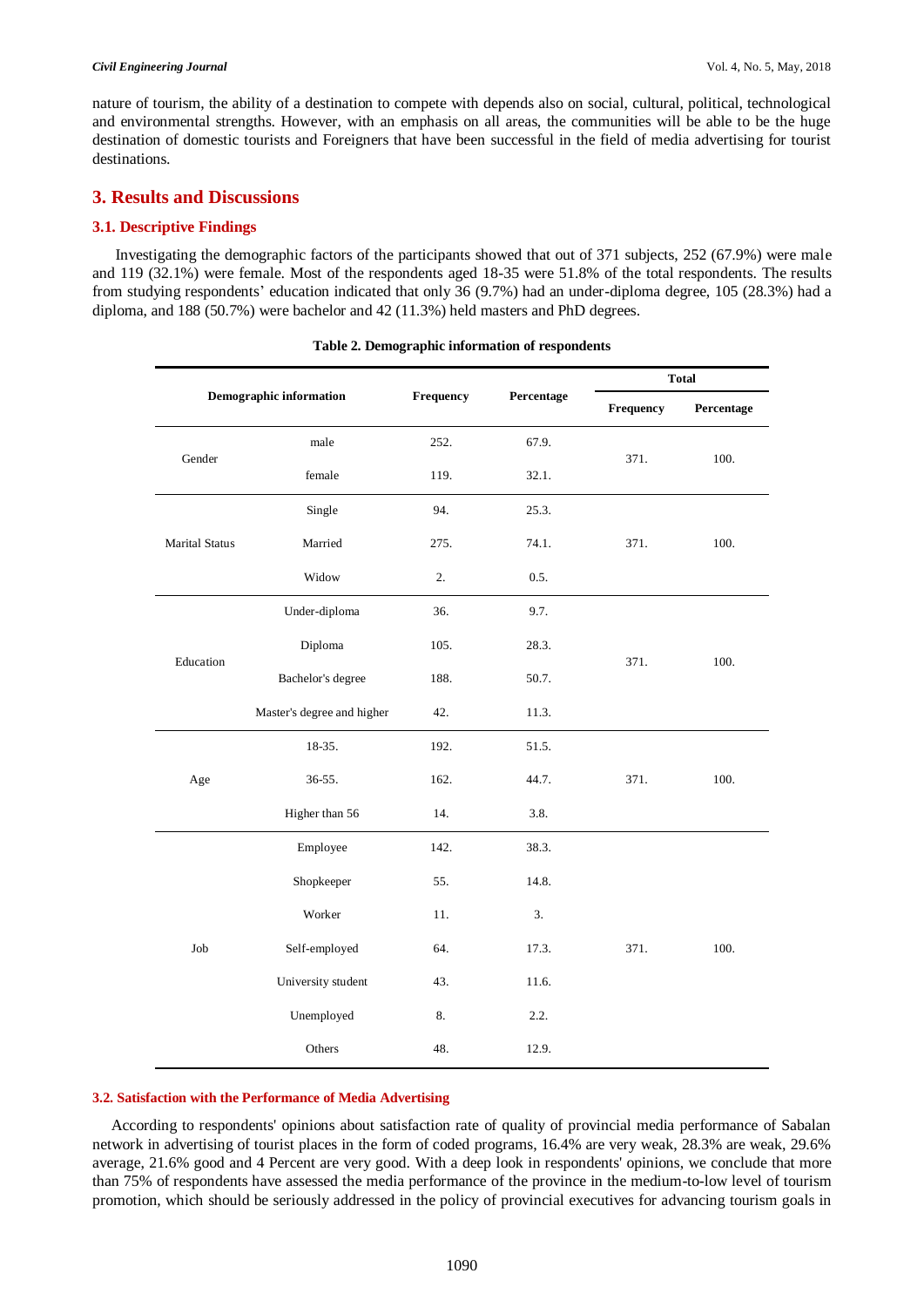nature of tourism, the ability of a destination to compete with depends also on social, cultural, political, technological and environmental strengths. However, with an emphasis on all areas, the communities will be able to be the huge destination of domestic tourists and Foreigners that have been successful in the field of media advertising for tourist destinations.

## 3. Results and Discussions

### 3.1. Descriptive Findings

Investigating the demographic factors of the participants showed that out of 371 subjects, 252 (67.9%) were male and 119 (32.1%) were female. Most of the respondents aged 18-35 were 51.8% of the total respondents. The results from studying respondents' education indicated that only 36 (9.7%) had an under-diploma degree, 105 (28.3%) had a diploma, and 188 (50.7%) were bachelor and 42 (11.3%) held masters and PhD degrees.

**Table 2. Demographic information of respondents**

| Demographic information | | Frequency | Percentage | Total | |
|---|---|---|---|---|---|
| | | | | Frequency | Percentage |
| Gender | male | 252. | 67.9. | 371. | 100. |
| | female | 119. | 32.1. | | |
| Marital Status | Single | 94. | 25.3. | 371. | 100. |
| | Married | 275. | 74.1. | | |
| | Widow | 2. | 0.5. | | |
| Education | Under-diploma | 36. | 9.7. | 371. | 100. |
| | Diploma | 105. | 28.3. | | |
| | Bachelor's degree | 188. | 50.7. | | |
| | Master's degree and higher | 42. | 11.3. | | |
| Age | 18-35. | 192. | 51.5. | 371. | 100. |
| | 36-55. | 162. | 44.7. | | |
| | Higher than 56 | 14. | 3.8. | | |
| Job | Employee | 142. | 38.3. | 371. | 100. |
| | Shopkeeper | 55. | 14.8. | | |
| | Worker | 11. | 3. | | |
| | Self-employed | 64. | 17.3. | | |
| | University student | 43. | 11.6. | | |
| | Unemployed | 8. | 2.2. | | |
| | Others | 48. | 12.9. | | |

### 3.2. Satisfaction with the Performance of Media Advertising

According to respondents' opinions about satisfaction rate of quality of provincial media performance of Sabalan network in advertising of tourist places in the form of coded programs, 16.4% are very weak, 28.3% are weak, 29.6% average, 21.6% good and 4 Percent are very good. With a deep look in respondents' opinions, we conclude that more than 75% of respondents have assessed the media performance of the province in the medium-to-low level of tourism promotion, which should be seriously addressed in the policy of provincial executives for advancing tourism goals in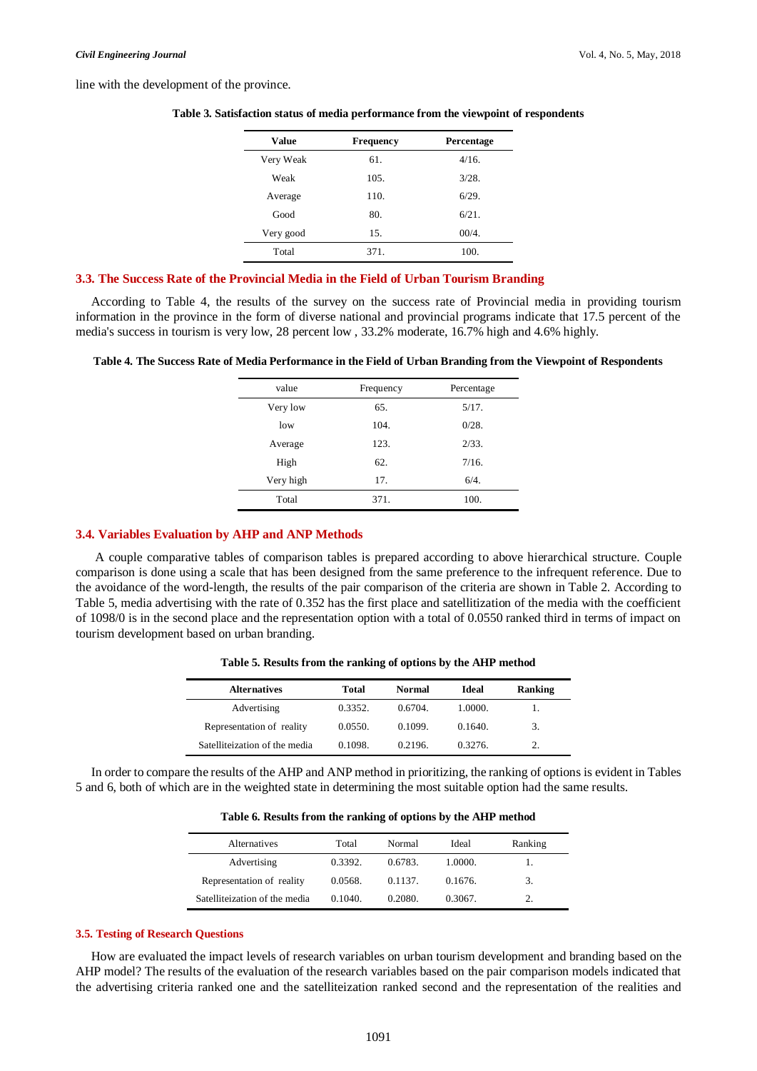line with the development of the province.

**Table 3. Satisfaction status of media performance from the viewpoint of respondents**

| Value | Frequency | Percentage |
|---|---|---|
| Very Weak | 61. | 4/16. |
| Weak | 105. | 3/28. |
| Average | 110. | 6/29. |
| Good | 80. | 6/21. |
| Very good | 15. | 00/4. |
| Total | 371. | 100. |

### 3.3. The Success Rate of the Provincial Media in the Field of Urban Tourism Branding

According to Table 4, the results of the survey on the success rate of Provincial media in providing tourism information in the province in the form of diverse national and provincial programs indicate that 17.5 percent of the media's success in tourism is very low, 28 percent low , 33.2% moderate, 16.7% high and 4.6% highly.

**Table 4. The Success Rate of Media Performance in the Field of Urban Branding from the Viewpoint of Respondents**

| value | Frequency | Percentage |
|---|---|---|
| Very low | 65. | 5/17. |
| low | 104. | 0/28. |
| Average | 123. | 2/33. |
| High | 62. | 7/16. |
| Very high | 17. | 6/4. |
| Total | 371. | 100. |

### 3.4. Variables Evaluation by AHP and ANP Methods

A couple comparative tables of comparison tables is prepared according to above hierarchical structure. Couple comparison is done using a scale that has been designed from the same preference to the infrequent reference. Due to the avoidance of the word-length, the results of the pair comparison of the criteria are shown in Table 2. According to Table 5, media advertising with the rate of 0.352 has the first place and satellitization of the media with the coefficient of 1098/0 is in the second place and the representation option with a total of 0.0550 ranked third in terms of impact on tourism development based on urban branding.

**Table 5. Results from the ranking of options by the AHP method**

| Alternatives | Total | Normal | Ideal | Ranking |
|---|---|---|---|---|
| Advertising | 0.3352. | 0.6704. | 1.0000. | 1. |
| Representation of reality | 0.0550. | 0.1099. | 0.1640. | 3. |
| Satelliteization of the media | 0.1098. | 0.2196. | 0.3276. | 2. |

In order to compare the results of the AHP and ANP method in prioritizing, the ranking of options is evident in Tables 5 and 6, both of which are in the weighted state in determining the most suitable option had the same results.

**Table 6. Results from the ranking of options by the AHP method**

| Alternatives | Total | Normal | Ideal | Ranking |
|---|---|---|---|---|
| Advertising | 0.3392. | 0.6783. | 1.0000. | 1. |
| Representation of reality | 0.0568. | 0.1137. | 0.1676. | 3. |
| Satelliteization of the media | 0.1040. | 0.2080. | 0.3067. | 2. |

### 3.5. Testing of Research Questions

How are evaluated the impact levels of research variables on urban tourism development and branding based on the AHP model? The results of the evaluation of the research variables based on the pair comparison models indicated that the advertising criteria ranked one and the satelliteization ranked second and the representation of the realities and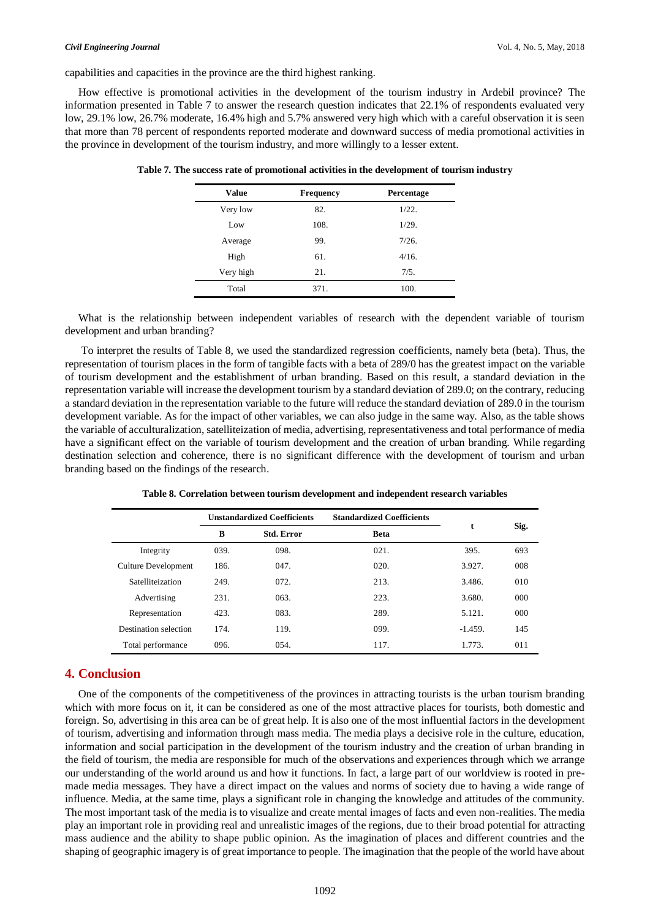capabilities and capacities in the province are the third highest ranking.

How effective is promotional activities in the development of the tourism industry in Ardebil province? The information presented in Table 7 to answer the research question indicates that 22.1% of respondents evaluated very low, 29.1% low, 26.7% moderate, 16.4% high and 5.7% answered very high which with a careful observation it is seen that more than 78 percent of respondents reported moderate and downward success of media promotional activities in the province in development of the tourism industry, and more willingly to a lesser extent.

**Table 7. The success rate of promotional activities in the development of tourism industry**

| Value | Frequency | Percentage |
|---|---|---|
| Very low | 82. | 1/22. |
| Low | 108. | 1/29. |
| Average | 99. | 7/26. |
| High | 61. | 4/16. |
| Very high | 21. | 7/5. |
| Total | 371. | 100. |

What is the relationship between independent variables of research with the dependent variable of tourism development and urban branding?

To interpret the results of Table 8, we used the standardized regression coefficients, namely beta (beta). Thus, the representation of tourism places in the form of tangible facts with a beta of 289/0 has the greatest impact on the variable of tourism development and the establishment of urban branding. Based on this result, a standard deviation in the representation variable will increase the development tourism by a standard deviation of 289.0; on the contrary, reducing a standard deviation in the representation variable to the future will reduce the standard deviation of 289.0 in the tourism development variable. As for the impact of other variables, we can also judge in the same way. Also, as the table shows the variable of acculturalization, satelliteization of media, advertising, representativeness and total performance of media have a significant effect on the variable of tourism development and the creation of urban branding. While regarding destination selection and coherence, there is no significant difference with the development of tourism and urban branding based on the findings of the research.

**Table 8. Correlation between tourism development and independent research variables**

| | Unstandardized Coefficients | | Standardized Coefficients | t | Sig. |
|---|---|---|---|---|---|
| | B | Std. Error | Beta | | |
| Integrity | 039. | 098. | 021. | 395. | 693 |
| Culture Development | 186. | 047. | 020. | 3.927. | 008 |
| Satelliteization | 249. | 072. | 213. | 3.486. | 010 |
| Advertising | 231. | 063. | 223. | 3.680. | 000 |
| Representation | 423. | 083. | 289. | 5.121. | 000 |
| Destination selection | 174. | 119. | 099. | -1.459. | 145 |
| Total performance | 096. | 054. | 117. | 1.773. | 011 |

## 4. Conclusion

One of the components of the competitiveness of the provinces in attracting tourists is the urban tourism branding which with more focus on it, it can be considered as one of the most attractive places for tourists, both domestic and foreign. So, advertising in this area can be of great help. It is also one of the most influential factors in the development of tourism, advertising and information through mass media. The media plays a decisive role in the culture, education, information and social participation in the development of the tourism industry and the creation of urban branding in the field of tourism, the media are responsible for much of the observations and experiences through which we arrange our understanding of the world around us and how it functions. In fact, a large part of our worldview is rooted in pre-made media messages. They have a direct impact on the values and norms of society due to having a wide range of influence. Media, at the same time, plays a significant role in changing the knowledge and attitudes of the community. The most important task of the media is to visualize and create mental images of facts and even non-realities. The media play an important role in providing real and unrealistic images of the regions, due to their broad potential for attracting mass audience and the ability to shape public opinion. As the imagination of places and different countries and the shaping of geographic imagery is of great importance to people. The imagination that the people of the world have about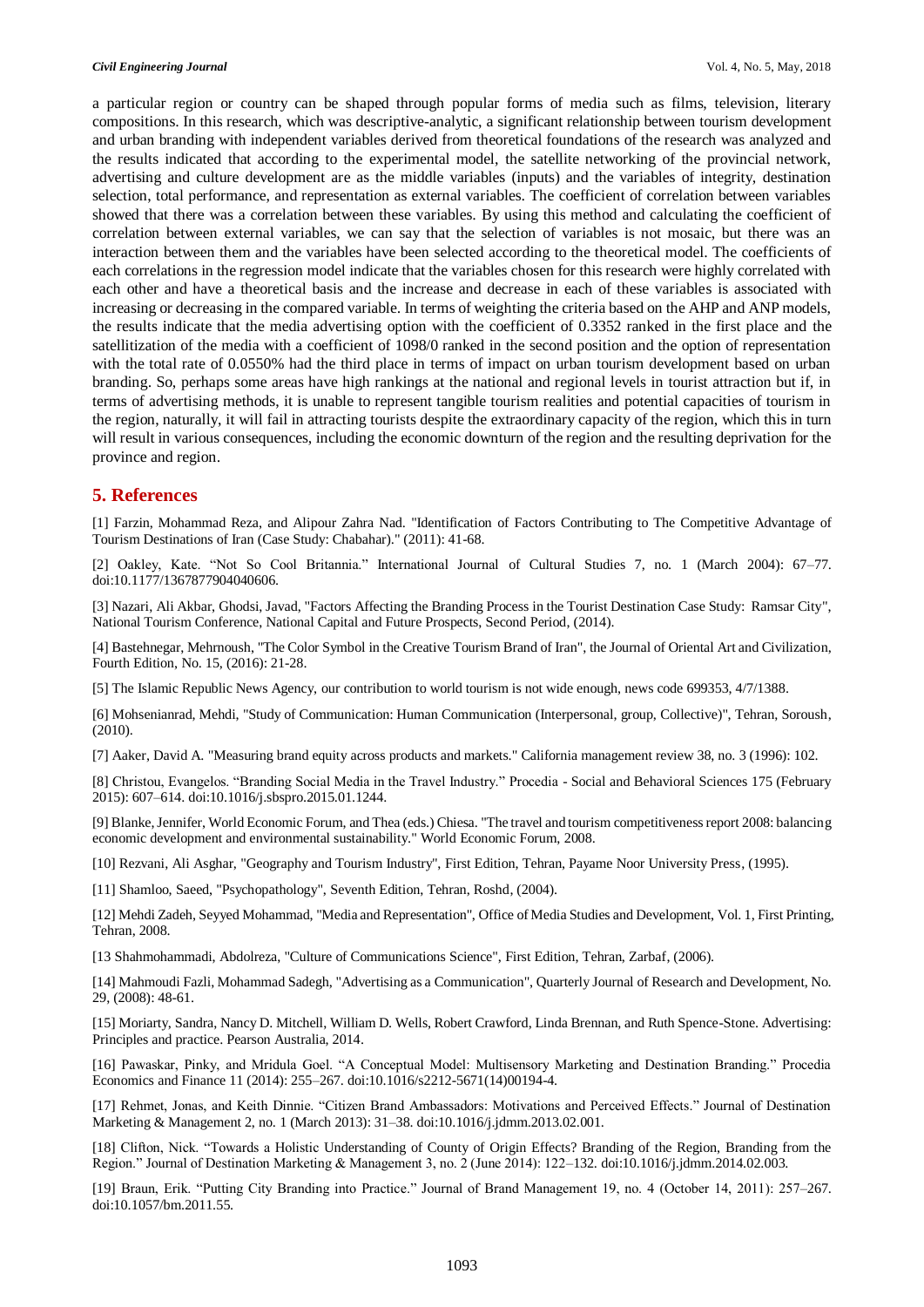a particular region or country can be shaped through popular forms of media such as films, television, literary compositions. In this research, which was descriptive-analytic, a significant relationship between tourism development and urban branding with independent variables derived from theoretical foundations of the research was analyzed and the results indicated that according to the experimental model, the satellite networking of the provincial network, advertising and culture development are as the middle variables (inputs) and the variables of integrity, destination selection, total performance, and representation as external variables. The coefficient of correlation between variables showed that there was a correlation between these variables. By using this method and calculating the coefficient of correlation between external variables, we can say that the selection of variables is not mosaic, but there was an interaction between them and the variables have been selected according to the theoretical model. The coefficients of each correlations in the regression model indicate that the variables chosen for this research were highly correlated with each other and have a theoretical basis and the increase and decrease in each of these variables is associated with increasing or decreasing in the compared variable. In terms of weighting the criteria based on the AHP and ANP models, the results indicate that the media advertising option with the coefficient of 0.3352 ranked in the first place and the satellitization of the media with a coefficient of 1098/0 ranked in the second position and the option of representation with the total rate of 0.0550% had the third place in terms of impact on urban tourism development based on urban branding. So, perhaps some areas have high rankings at the national and regional levels in tourist attraction but if, in terms of advertising methods, it is unable to represent tangible tourism realities and potential capacities of tourism in the region, naturally, it will fail in attracting tourists despite the extraordinary capacity of the region, which this in turn will result in various consequences, including the economic downturn of the region and the resulting deprivation for the province and region.

## 5. References

[1] Farzin, Mohammad Reza, and Alipour Zahra Nad. "Identification of Factors Contributing to The Competitive Advantage of Tourism Destinations of Iran (Case Study: Chabahar)." (2011): 41-68.

[2] Oakley, Kate. "Not So Cool Britannia." International Journal of Cultural Studies 7, no. 1 (March 2004): 67–77. doi:10.1177/1367877904040606.

[3] Nazari, Ali Akbar, Ghodsi, Javad, "Factors Affecting the Branding Process in the Tourist Destination Case Study: Ramsar City", National Tourism Conference, National Capital and Future Prospects, Second Period, (2014).

[4] Bastehnegar, Mehrnoush, "The Color Symbol in the Creative Tourism Brand of Iran", the Journal of Oriental Art and Civilization, Fourth Edition, No. 15, (2016): 21-28.

[5] The Islamic Republic News Agency, our contribution to world tourism is not wide enough, news code 699353, 4/7/1388.

[6] Mohsenianrad, Mehdi, "Study of Communication: Human Communication (Interpersonal, group, Collective)", Tehran, Soroush, (2010).

[7] Aaker, David A. "Measuring brand equity across products and markets." California management review 38, no. 3 (1996): 102.

[8] Christou, Evangelos. "Branding Social Media in the Travel Industry." Procedia - Social and Behavioral Sciences 175 (February 2015): 607–614. doi:10.1016/j.sbspro.2015.01.1244.

[9] Blanke, Jennifer, World Economic Forum, and Thea (eds.) Chiesa. "The travel and tourism competitiveness report 2008: balancing economic development and environmental sustainability." World Economic Forum, 2008.

[10] Rezvani, Ali Asghar, "Geography and Tourism Industry", First Edition, Tehran, Payame Noor University Press, (1995).

[11] Shamloo, Saeed, "Psychopathology", Seventh Edition, Tehran, Roshd, (2004).

[12] Mehdi Zadeh, Seyyed Mohammad, "Media and Representation", Office of Media Studies and Development, Vol. 1, First Printing, Tehran, 2008.

[13 Shahmohammadi, Abdolreza, "Culture of Communications Science", First Edition, Tehran, Zarbaf, (2006).

[14] Mahmoudi Fazli, Mohammad Sadegh, "Advertising as a Communication", Quarterly Journal of Research and Development, No. 29, (2008): 48-61.

[15] Moriarty, Sandra, Nancy D. Mitchell, William D. Wells, Robert Crawford, Linda Brennan, and Ruth Spence-Stone. Advertising: Principles and practice. Pearson Australia, 2014.

[16] Pawaskar, Pinky, and Mridula Goel. "A Conceptual Model: Multisensory Marketing and Destination Branding." Procedia Economics and Finance 11 (2014): 255–267. doi:10.1016/s2212-5671(14)00194-4.

[17] Rehmet, Jonas, and Keith Dinnie. "Citizen Brand Ambassadors: Motivations and Perceived Effects." Journal of Destination Marketing & Management 2, no. 1 (March 2013): 31–38. doi:10.1016/j.jdmm.2013.02.001.

[18] Clifton, Nick. "Towards a Holistic Understanding of County of Origin Effects? Branding of the Region, Branding from the Region." Journal of Destination Marketing & Management 3, no. 2 (June 2014): 122–132. doi:10.1016/j.jdmm.2014.02.003.

[19] Braun, Erik. "Putting City Branding into Practice." Journal of Brand Management 19, no. 4 (October 14, 2011): 257–267. doi:10.1057/bm.2011.55.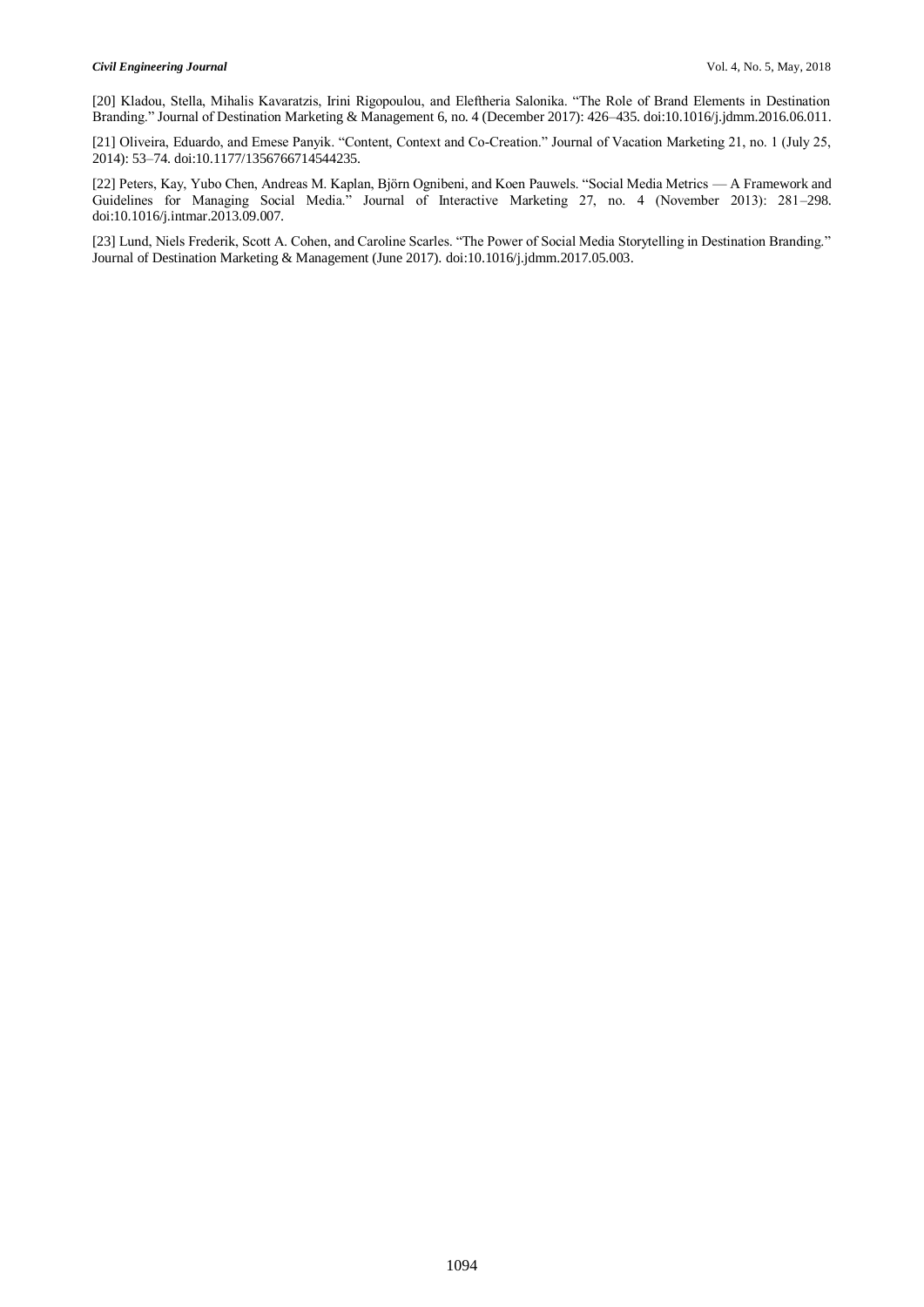[20] Kladou, Stella, Mihalis Kavaratzis, Irini Rigopoulou, and Eleftheria Salonika. "The Role of Brand Elements in Destination Branding." Journal of Destination Marketing & Management 6, no. 4 (December 2017): 426–435. doi:10.1016/j.jdmm.2016.06.011.

[21] Oliveira, Eduardo, and Emese Panyik. "Content, Context and Co-Creation." Journal of Vacation Marketing 21, no. 1 (July 25, 2014): 53–74. doi:10.1177/1356766714544235.

[22] Peters, Kay, Yubo Chen, Andreas M. Kaplan, Björn Ognibeni, and Koen Pauwels. "Social Media Metrics — A Framework and Guidelines for Managing Social Media." Journal of Interactive Marketing 27, no. 4 (November 2013): 281–298. doi:10.1016/j.intmar.2013.09.007.

[23] Lund, Niels Frederik, Scott A. Cohen, and Caroline Scarles. "The Power of Social Media Storytelling in Destination Branding." Journal of Destination Marketing & Management (June 2017). doi:10.1016/j.jdmm.2017.05.003.